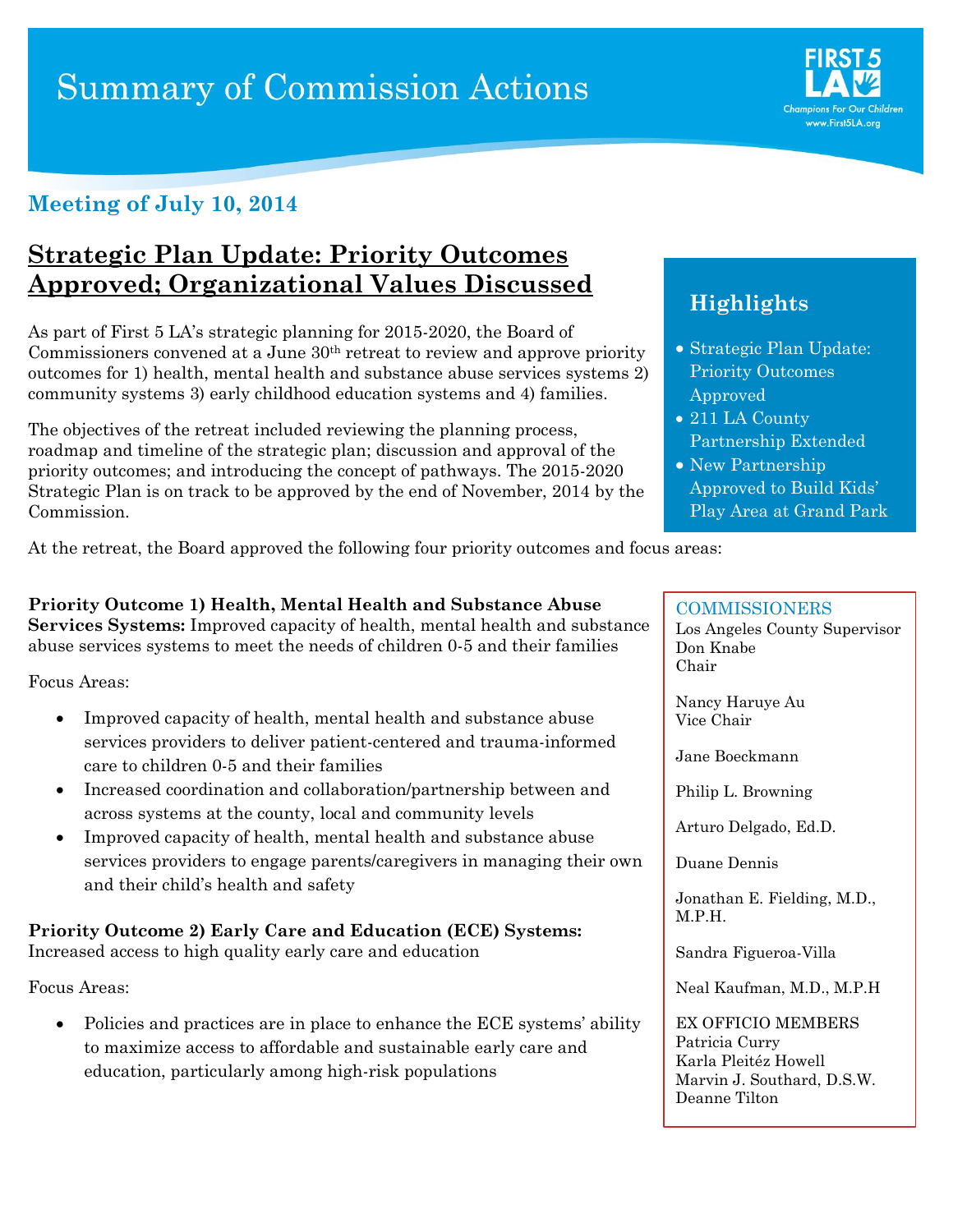# Summary of Commission Actions

FIRST 5 LA
Champions For Our Children
www.First5LA.org

## Meeting of July 10, 2014

## Strategic Plan Update: Priority Outcomes Approved; Organizational Values Discussed

As part of First 5 LA's strategic planning for 2015-2020, the Board of Commissioners convened at a June 30th retreat to review and approve priority outcomes for 1) health, mental health and substance abuse services systems 2) community systems 3) early childhood education systems and 4) families.

The objectives of the retreat included reviewing the planning process, roadmap and timeline of the strategic plan; discussion and approval of the priority outcomes; and introducing the concept of pathways. The 2015-2020 Strategic Plan is on track to be approved by the end of November, 2014 by the Commission.

At the retreat, the Board approved the following four priority outcomes and focus areas:

**Priority Outcome 1) Health, Mental Health and Substance Abuse Services Systems:** Improved capacity of health, mental health and substance abuse services systems to meet the needs of children 0-5 and their families

Focus Areas:

- Improved capacity of health, mental health and substance abuse services providers to deliver patient-centered and trauma-informed care to children 0-5 and their families
- Increased coordination and collaboration/partnership between and across systems at the county, local and community levels
- Improved capacity of health, mental health and substance abuse services providers to engage parents/caregivers in managing their own and their child's health and safety

**Priority Outcome 2) Early Care and Education (ECE) Systems:** Increased access to high quality early care and education

Focus Areas:

- Policies and practices are in place to enhance the ECE systems' ability to maximize access to affordable and sustainable early care and education, particularly among high-risk populations

### Highlights

- Strategic Plan Update: Priority Outcomes Approved
- 211 LA County Partnership Extended
- New Partnership Approved to Build Kids' Play Area at Grand Park

### COMMISSIONERS

Los Angeles County Supervisor Don Knabe
Chair

Nancy Haruye Au
Vice Chair

Jane Boeckmann

Philip L. Browning

Arturo Delgado, Ed.D.

Duane Dennis

Jonathan E. Fielding, M.D., M.P.H.

Sandra Figueroa-Villa

Neal Kaufman, M.D., M.P.H

EX OFFICIO MEMBERS
Patricia Curry
Karla Pleitéz Howell
Marvin J. Southard, D.S.W.
Deanne Tilton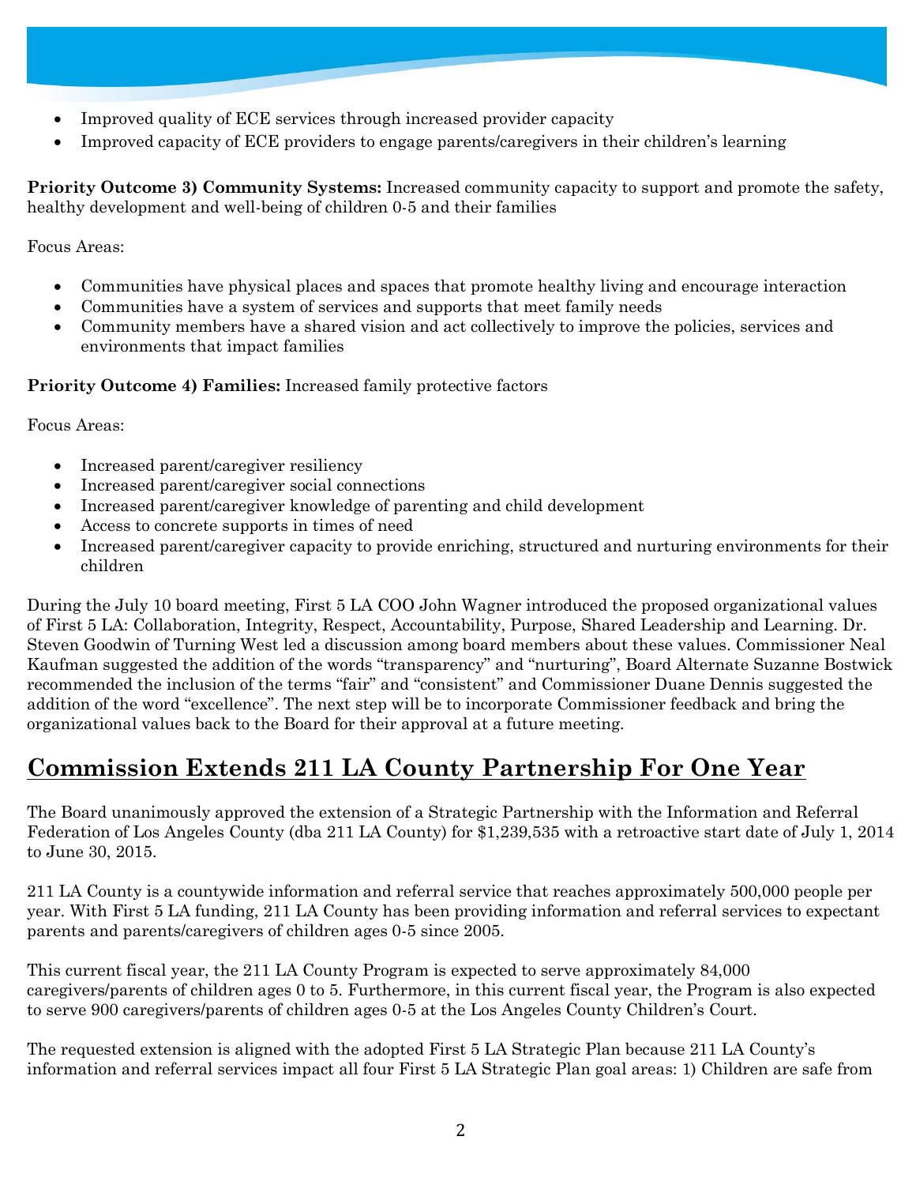- Improved quality of ECE services through increased provider capacity
- Improved capacity of ECE providers to engage parents/caregivers in their children's learning

**Priority Outcome 3) Community Systems:** Increased community capacity to support and promote the safety, healthy development and well-being of children 0-5 and their families

Focus Areas:

- Communities have physical places and spaces that promote healthy living and encourage interaction
- Communities have a system of services and supports that meet family needs
- Community members have a shared vision and act collectively to improve the policies, services and environments that impact families

**Priority Outcome 4) Families:** Increased family protective factors

Focus Areas:

- Increased parent/caregiver resiliency
- Increased parent/caregiver social connections
- Increased parent/caregiver knowledge of parenting and child development
- Access to concrete supports in times of need
- Increased parent/caregiver capacity to provide enriching, structured and nurturing environments for their children

During the July 10 board meeting, First 5 LA COO John Wagner introduced the proposed organizational values of First 5 LA: Collaboration, Integrity, Respect, Accountability, Purpose, Shared Leadership and Learning. Dr. Steven Goodwin of Turning West led a discussion among board members about these values. Commissioner Neal Kaufman suggested the addition of the words "transparency" and "nurturing", Board Alternate Suzanne Bostwick recommended the inclusion of the terms "fair" and "consistent" and Commissioner Duane Dennis suggested the addition of the word "excellence". The next step will be to incorporate Commissioner feedback and bring the organizational values back to the Board for their approval at a future meeting.

## Commission Extends 211 LA County Partnership For One Year

The Board unanimously approved the extension of a Strategic Partnership with the Information and Referral Federation of Los Angeles County (dba 211 LA County) for $1,239,535 with a retroactive start date of July 1, 2014 to June 30, 2015.

211 LA County is a countywide information and referral service that reaches approximately 500,000 people per year. With First 5 LA funding, 211 LA County has been providing information and referral services to expectant parents and parents/caregivers of children ages 0-5 since 2005.

This current fiscal year, the 211 LA County Program is expected to serve approximately 84,000 caregivers/parents of children ages 0 to 5. Furthermore, in this current fiscal year, the Program is also expected to serve 900 caregivers/parents of children ages 0-5 at the Los Angeles County Children's Court.

The requested extension is aligned with the adopted First 5 LA Strategic Plan because 211 LA County's information and referral services impact all four First 5 LA Strategic Plan goal areas: 1) Children are safe from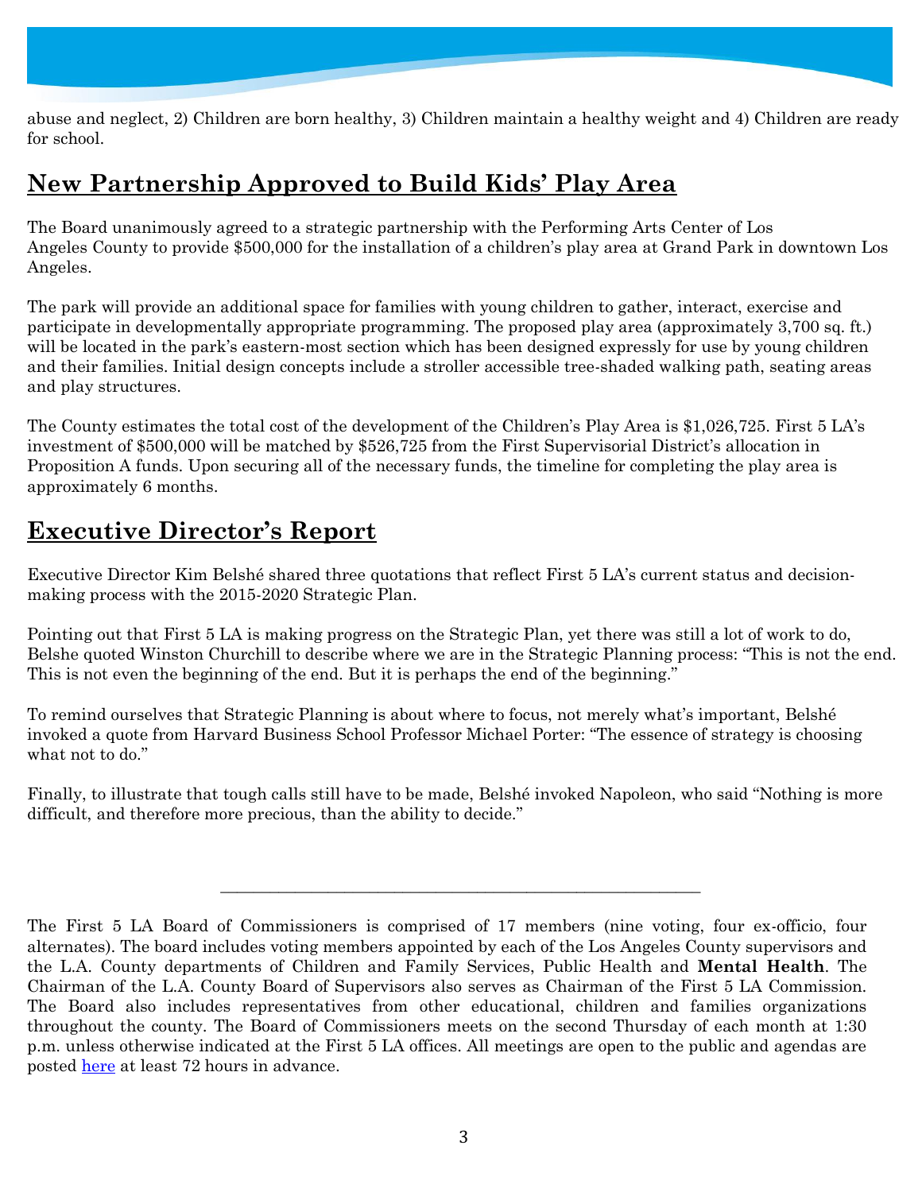abuse and neglect, 2) Children are born healthy, 3) Children maintain a healthy weight and 4) Children are ready for school.

## New Partnership Approved to Build Kids' Play Area

The Board unanimously agreed to a strategic partnership with the Performing Arts Center of Los Angeles County to provide $500,000 for the installation of a children's play area at Grand Park in downtown Los Angeles.

The park will provide an additional space for families with young children to gather, interact, exercise and participate in developmentally appropriate programming. The proposed play area (approximately 3,700 sq. ft.) will be located in the park's eastern-most section which has been designed expressly for use by young children and their families. Initial design concepts include a stroller accessible tree-shaded walking path, seating areas and play structures.

The County estimates the total cost of the development of the Children's Play Area is $1,026,725. First 5 LA's investment of $500,000 will be matched by $526,725 from the First Supervisorial District's allocation in Proposition A funds. Upon securing all of the necessary funds, the timeline for completing the play area is approximately 6 months.

## Executive Director's Report

Executive Director Kim Belshé shared three quotations that reflect First 5 LA's current status and decision-making process with the 2015-2020 Strategic Plan.

Pointing out that First 5 LA is making progress on the Strategic Plan, yet there was still a lot of work to do, Belshe quoted Winston Churchill to describe where we are in the Strategic Planning process: "This is not the end. This is not even the beginning of the end. But it is perhaps the end of the beginning."

To remind ourselves that Strategic Planning is about where to focus, not merely what's important, Belshé invoked a quote from Harvard Business School Professor Michael Porter: "The essence of strategy is choosing what not to do."

Finally, to illustrate that tough calls still have to be made, Belshé invoked Napoleon, who said "Nothing is more difficult, and therefore more precious, than the ability to decide."

---

The First 5 LA Board of Commissioners is comprised of 17 members (nine voting, four ex-officio, four alternates). The board includes voting members appointed by each of the Los Angeles County supervisors and the L.A. County departments of Children and Family Services, Public Health and **Mental Health**. The Chairman of the L.A. County Board of Supervisors also serves as Chairman of the First 5 LA Commission. The Board also includes representatives from other educational, children and families organizations throughout the county. The Board of Commissioners meets on the second Thursday of each month at 1:30 p.m. unless otherwise indicated at the First 5 LA offices. All meetings are open to the public and agendas are posted here at least 72 hours in advance.